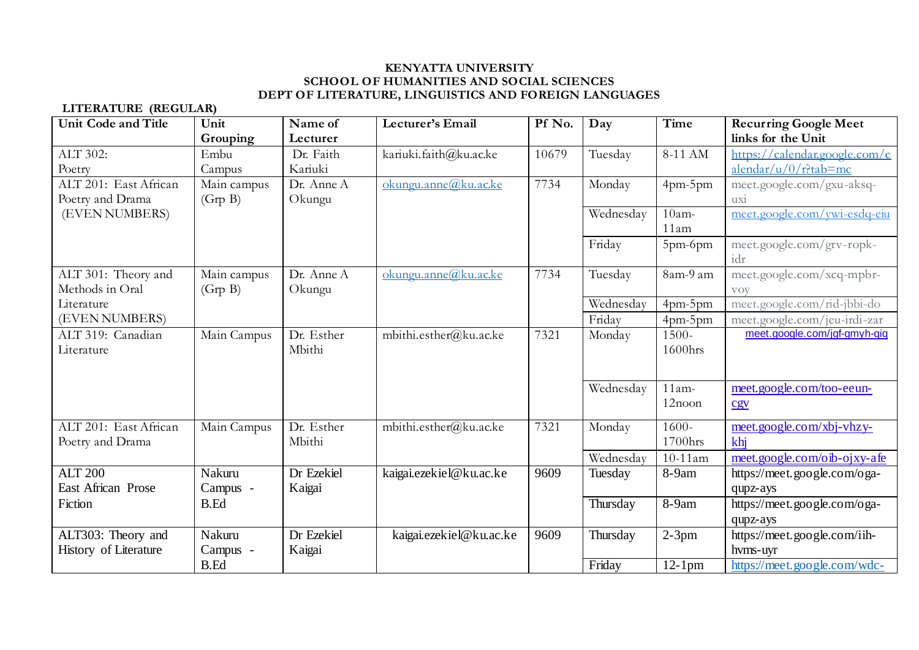**KENYATTA UNIVERSITY**
**SCHOOL OF HUMANITIES AND SOCIAL SCIENCES**
**DEPT OF LITERATURE, LINGUISTICS AND FOREIGN LANGUAGES**

**LITERATURE (REGULAR)**

| Unit Code and Title | Unit Grouping | Name of Lecturer | Lecturer's Email | Pf No. | Day | Time | Recurring Google Meet links for the Unit |
|---|---|---|---|---|---|---|---|
| ALT 302: Poetry | Embu Campus | Dr. Faith Kariuki | kariuki.faith@ku.ac.ke | 10679 | Tuesday | 8-11 AM | https://calendar.google.com/calendar/u/0/r?tab=mc |
| ALT 201: East African Poetry and Drama (EVEN NUMBERS) | Main campus (Grp B) | Dr. Anne A Okungu | okungu.anne@ku.ac.ke | 7734 | Monday | 4pm-5pm | meet.google.com/gxu-aksq-uxi |
| | | | | | Wednesday | 10am-11am | meet.google.com/ywi-esdq-eiu |
| | | | | | Friday | 5pm-6pm | meet.google.com/grv-ropk-idr |
| ALT 301: Theory and Methods in Oral Literature (EVEN NUMBERS) | Main campus (Grp B) | Dr. Anne A Okungu | okungu.anne@ku.ac.ke | 7734 | Tuesday | 8am-9 am | meet.google.com/xcq-mpbr-voy |
| | | | | | Wednesday | 4pm-5pm | meet.google.com/rid-jbbi-do |
| | | | | | Friday | 4pm-5pm | meet.google.com/jeu-irdi-zar |
| ALT 319: Canadian Literature | Main Campus | Dr. Esther Mbithi | mbithi.esther@ku.ac.ke | 7321 | Monday | 1500-1600hrs | meet.google.com/jgf-gmyh-giq |
| | | | | | Wednesday | 11am-12noon | meet.google.com/too-eeun-cgv |
| ALT 201: East African Poetry and Drama | Main Campus | Dr. Esther Mbithi | mbithi.esther@ku.ac.ke | 7321 | Monday | 1600-1700hrs | meet.google.com/xbj-vhzy-khj |
| | | | | | Wednesday | 10-11am | meet.google.com/oib-ojxy-afe |
| ALT 200 East African Prose Fiction | Nakuru Campus - B.Ed | Dr Ezekiel Kaigai | kaigai.ezekiel@ku.ac.ke | 9609 | Tuesday | 8-9am | https://meet.google.com/oga-qupz-ays |
| | | | | | Thursday | 8-9am | https://meet.google.com/oga-qupz-ays |
| ALT303: Theory and History of Literature | Nakuru Campus - B.Ed | Dr Ezekiel Kaigai | kaigai.ezekiel@ku.ac.ke | 9609 | Thursday | 2-3pm | https://meet.google.com/iih-hvms-uyr |
| | | | | | Friday | 12-1pm | https://meet.google.com/wdc- |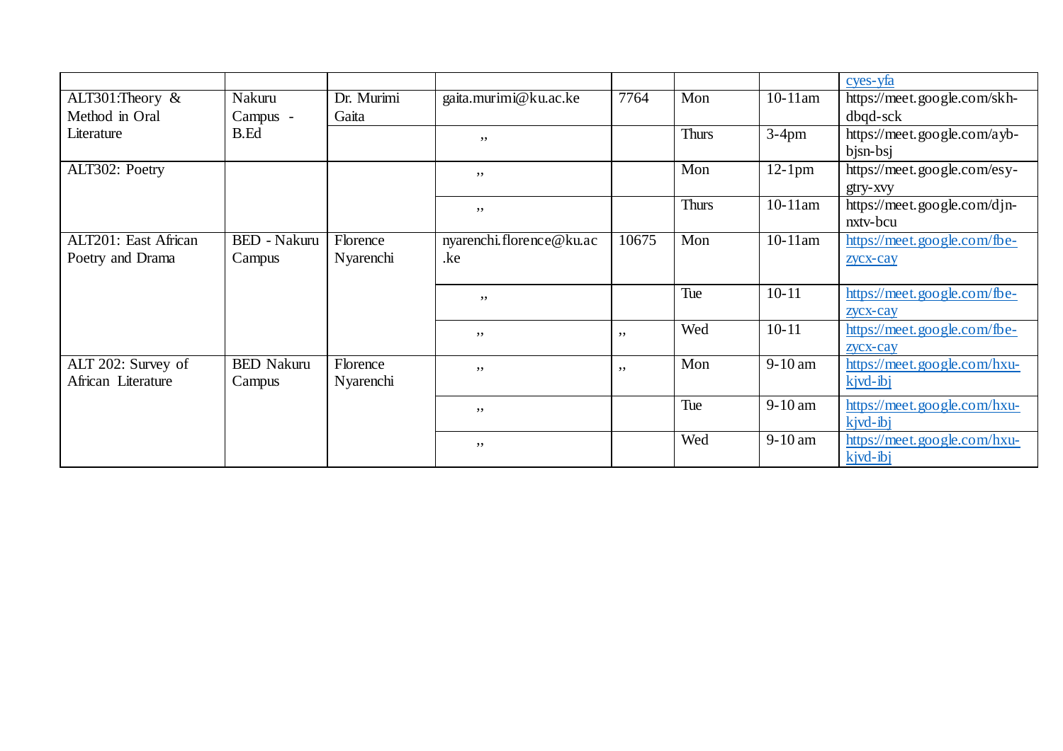| | | | | | | | |
|---|---|---|---|---|---|---|---|
| | | | | | | | cyes-yfa |
| ALT301:Theory & Method in Oral Literature | Nakuru Campus - B.Ed | Dr. Murimi Gaita | gaita.murimi@ku.ac.ke | 7764 | Mon | 10-11am | https://meet.google.com/skh-dbqd-sck |
| | | | ,, | | Thurs | 3-4pm | https://meet.google.com/ayb-bjsn-bsj |
| ALT302: Poetry | | | ,, | | Mon | 12-1pm | https://meet.google.com/esy-gtry-xvy |
| | | | ,, | | Thurs | 10-11am | https://meet.google.com/djn-nxtv-bcu |
| ALT201: East African Poetry and Drama | BED - Nakuru Campus | Florence Nyarenchi | nyarenchi.florence@ku.ac.ke | 10675 | Mon | 10-11am | https://meet.google.com/fbe-zycx-cay |
| | | | ,, | | Tue | 10-11 | https://meet.google.com/fbe-zycx-cay |
| | | | ,, | ,, | Wed | 10-11 | https://meet.google.com/fbe-zycx-cay |
| ALT 202: Survey of African Literature | BED Nakuru Campus | Florence Nyarenchi | ,, | ,, | Mon | 9-10 am | https://meet.google.com/hxu-kjvd-ibj |
| | | | ,, | | Tue | 9-10 am | https://meet.google.com/hxu-kjvd-ibj |
| | | | ,, | | Wed | 9-10 am | https://meet.google.com/hxu-kjvd-ibj |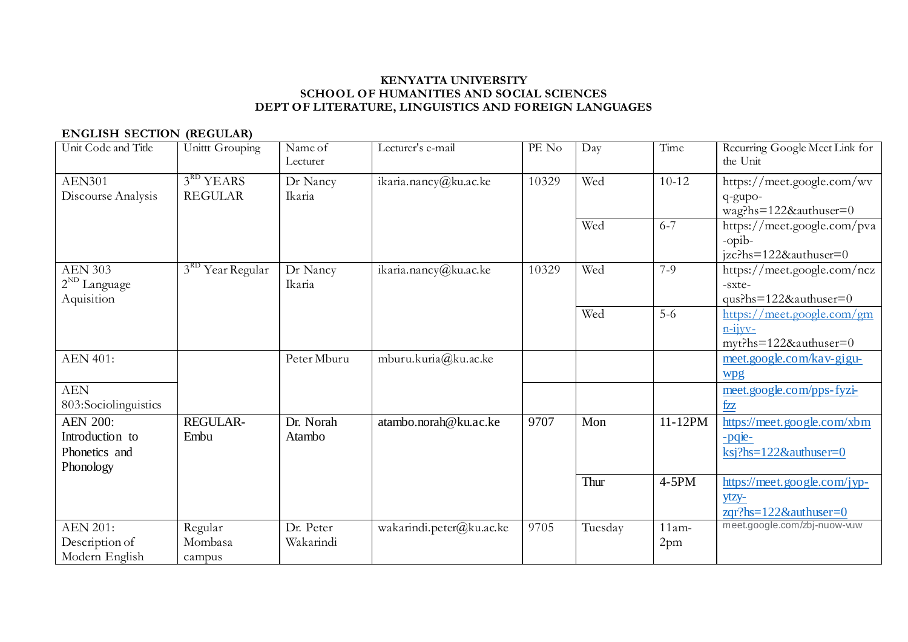**KENYATTA UNIVERSITY**
**SCHOOL OF HUMANITIES AND SOCIAL SCIENCES**
**DEPT OF LITERATURE, LINGUISTICS AND FOREIGN LANGUAGES**

**ENGLISH SECTION (REGULAR)**

| Unit Code and Title | Unittt Grouping | Name of Lecturer | Lecturer's e-mail | PF. No | Day | Time | Recurring Google Meet Link for the Unit |
|---|---|---|---|---|---|---|---|
| AEN301 Discourse Analysis | 3RD YEARS REGULAR | Dr Nancy Ikaria | ikaria.nancy@ku.ac.ke | 10329 | Wed | 10-12 | https://meet.google.com/wvq-gupo-wag?hs=122&authuser=0 |
| | | | | | Wed | 6-7 | https://meet.google.com/pva-opib-jzc?hs=122&authuser=0 |
| AEN 303 2ND Language Aquisition | 3RD Year Regular | Dr Nancy Ikaria | ikaria.nancy@ku.ac.ke | 10329 | Wed | 7-9 | https://meet.google.com/ncz-sxte-qus?hs=122&authuser=0 |
| | | | | | Wed | 5-6 | https://meet.google.com/gmn-ijyv-myt?hs=122&authuser=0 |
| AEN 401: | | Peter Mburu | mburu.kuria@ku.ac.ke | | | | meet.google.com/kav-gigu-wpg |
| AEN 803:Sociolinguistics | | | | | | | meet.google.com/pps-fyzi-fzz |
| AEN 200: Introduction to Phonetics and Phonology | REGULAR-Embu | Dr. Norah Atambo | atambo.norah@ku.ac.ke | 9707 | Mon | 11-12PM | https://meet.google.com/xbm-pqie-ksj?hs=122&authuser=0 |
| | | | | | Thur | 4-5PM | https://meet.google.com/jyp-ytzy-zqr?hs=122&authuser=0 |
| AEN 201: Description of Modern English | Regular Mombasa campus | Dr. Peter Wakarindi | wakarindi.peter@ku.ac.ke | 9705 | Tuesday | 11am-2pm | meet.google.com/zbj-nuow-vuw |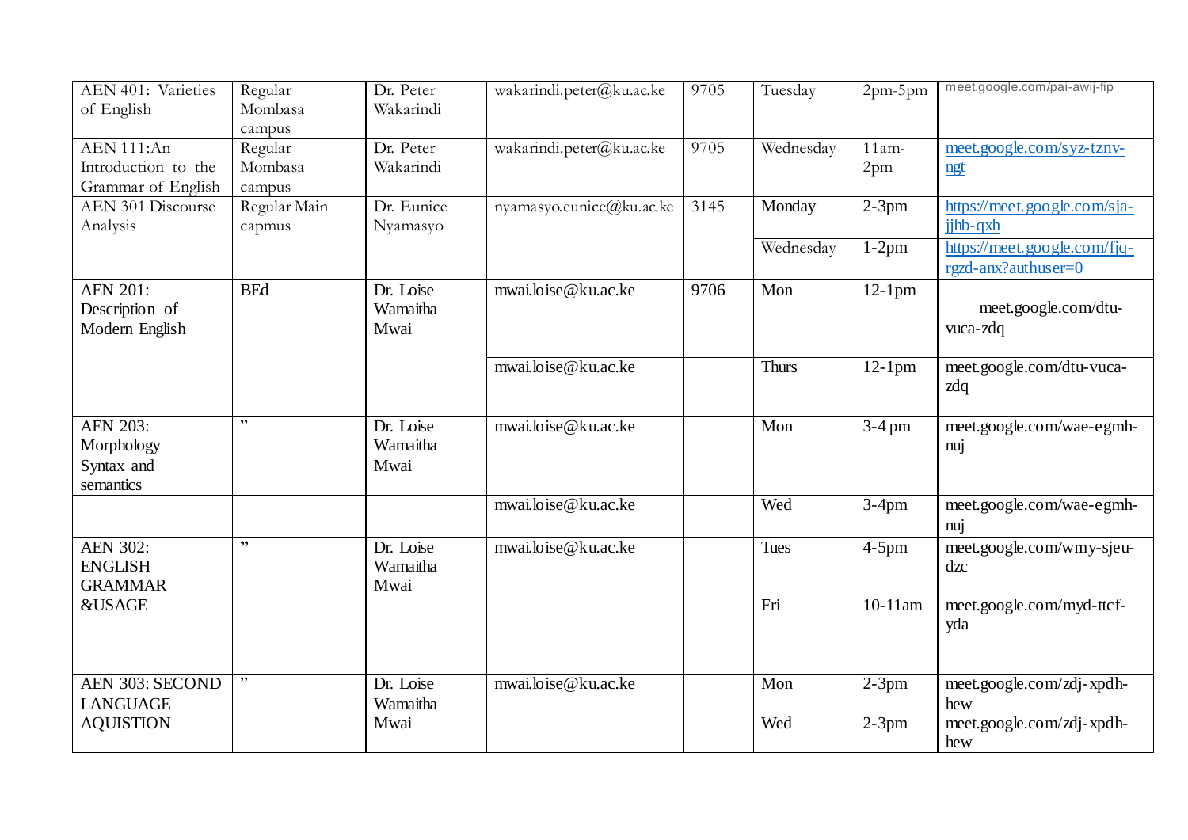| | | | | | | | |
|---|---|---|---|---|---|---|---|
| AEN 401: Varieties of English | Regular Mombasa campus | Dr. Peter Wakarindi | wakarindi.peter@ku.ac.ke | 9705 | Tuesday | 2pm-5pm | meet.google.com/pai-awij-fip |
| AEN 111:An Introduction to the Grammar of English | Regular Mombasa campus | Dr. Peter Wakarindi | wakarindi.peter@ku.ac.ke | 9705 | Wednesday | 11am-2pm | meet.google.com/syz-tznv-ngt |
| AEN 301 Discourse Analysis | Regular Main capmus | Dr. Eunice Nyamasyo | nyamasyo.eunice@ku.ac.ke | 3145 | Monday | 2-3pm | https://meet.google.com/sja-jjhb-qxh |
| | | | | | Wednesday | 1-2pm | https://meet.google.com/fjq-rgzd-anx?authuser=0 |
| AEN 201: Description of Modern English | BEd | Dr. Loise Wamaitha Mwai | mwai.loise@ku.ac.ke | 9706 | Mon | 12-1pm | meet.google.com/dtu-vuca-zdq |
| | | | mwai.loise@ku.ac.ke | | Thurs | 12-1pm | meet.google.com/dtu-vuca-zdq |
| AEN 203: Morphology Syntax and semantics | ” | Dr. Loise Wamaitha Mwai | mwai.loise@ku.ac.ke | | Mon | 3-4 pm | meet.google.com/wae-egmh-nuj |
| | | | mwai.loise@ku.ac.ke | | Wed | 3-4pm | meet.google.com/wae-egmh-nuj |
| AEN 302: ENGLISH GRAMMAR &USAGE | ” | Dr. Loise Wamaitha Mwai | mwai.loise@ku.ac.ke | | Tues<br>Fri | 4-5pm<br>10-11am | meet.google.com/wmy-sjeu-dzc<br>meet.google.com/myd-ttcf-yda |
| AEN 303: SECOND LANGUAGE AQUISTION | ” | Dr. Loise Wamaitha Mwai | mwai.loise@ku.ac.ke | | Mon<br>Wed | 2-3pm<br>2-3pm | meet.google.com/zdj-xpdh-hew<br>meet.google.com/zdj-xpdh-hew |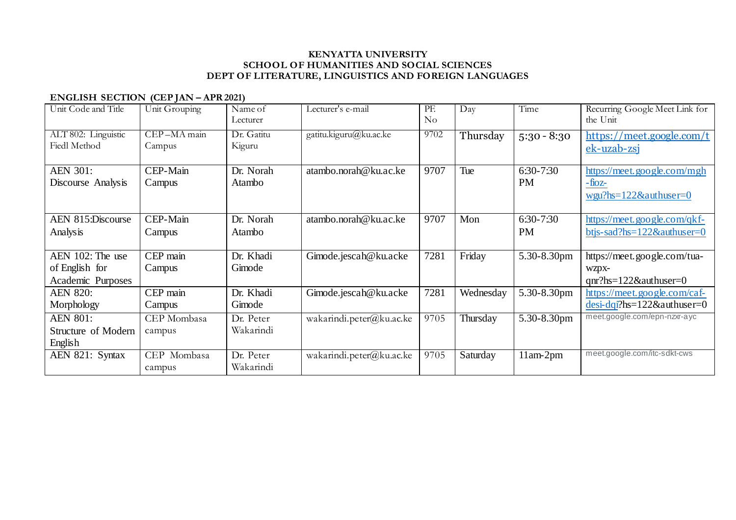**KENYATTA UNIVERSITY**
**SCHOOL OF HUMANITIES AND SOCIAL SCIENCES**
**DEPT OF LITERATURE, LINGUISTICS AND FOREIGN LANGUAGES**

**ENGLISH SECTION (CEP JAN – APR 2021)**

| Unit Code and Title | Unit Grouping | Name of Lecturer | Lecturer's e-mail | PF. No | Day | Time | Recurring Google Meet Link for the Unit |
|---|---|---|---|---|---|---|---|
| ALT 802: Linguistic Fiedl Method | CEP –MA main Campus | Dr. Gatitu Kiguru | gatitu.kiguru@ku.ac.ke | 9702 | Thursday | 5:30 - 8:30 | https://meet.google.com/tek-uzab-zsj |
| AEN 301: Discourse Analysis | CEP-Main Campus | Dr. Norah Atambo | atambo.norah@ku.ac.ke | 9707 | Tue | 6:30-7:30 PM | https://meet.google.com/mgh-fioz-wgu?hs=122&authuser=0 |
| AEN 815:Discourse Analysis | CEP-Main Campus | Dr. Norah Atambo | atambo.norah@ku.ac.ke | 9707 | Mon | 6:30-7:30 PM | https://meet.google.com/qkf-btjs-sad?hs=122&authuser=0 |
| AEN 102: The use of English for Academic Purposes | CEP main Campus | Dr. Khadi Gimode | Gimode.jescah@ku.acke | 7281 | Friday | 5.30-8.30pm | https://meet.google.com/tua-wzpx-qnr?hs=122&authuser=0 |
| AEN 820: Morphology | CEP main Campus | Dr. Khadi Gimode | Gimode.jescah@ku.acke | 7281 | Wednesday | 5.30-8.30pm | https://meet.google.com/caf-desi-dqi?hs=122&authuser=0 |
| AEN 801: Structure of Modern English | CEP Mombasa campus | Dr. Peter Wakarindi | wakarindi.peter@ku.ac.ke | 9705 | Thursday | 5.30-8.30pm | meet.google.com/epn-nzxr-ayc |
| AEN 821: Syntax | CEP Mombasa campus | Dr. Peter Wakarindi | wakarindi.peter@ku.ac.ke | 9705 | Saturday | 11am-2pm | meet.google.com/itc-sdkt-cws |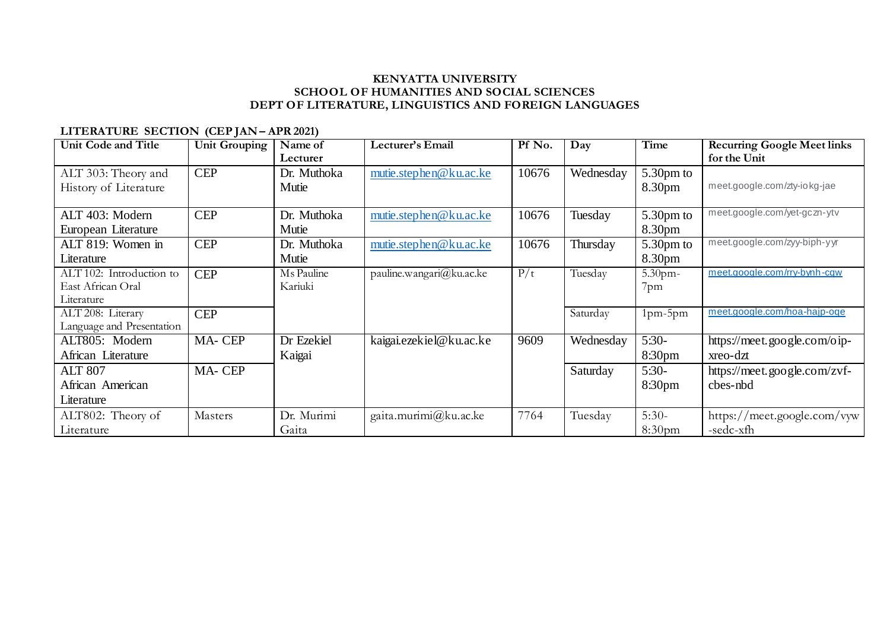**KENYATTA UNIVERSITY**
**SCHOOL OF HUMANITIES AND SOCIAL SCIENCES**
**DEPT OF LITERATURE, LINGUISTICS AND FOREIGN LANGUAGES**

**LITERATURE SECTION (CEP JAN – APR 2021)**

| Unit Code and Title | Unit Grouping | Name of Lecturer | Lecturer's Email | Pf No. | Day | Time | Recurring Google Meet links for the Unit |
|---|---|---|---|---|---|---|---|
| ALT 303: Theory and History of Literature | CEP | Dr. Muthoka Mutie | mutie.stephen@ku.ac.ke | 10676 | Wednesday | 5.30pm to 8.30pm | meet.google.com/zty-iokg-jae |
| ALT 403: Modern European Literature | CEP | Dr. Muthoka Mutie | mutie.stephen@ku.ac.ke | 10676 | Tuesday | 5.30pm to 8.30pm | meet.google.com/yet-gczn-ytv |
| ALT 819: Women in Literature | CEP | Dr. Muthoka Mutie | mutie.stephen@ku.ac.ke | 10676 | Thursday | 5.30pm to 8.30pm | meet.google.com/zyy-biph-yyr |
| ALT 102: Introduction to East African Oral Literature | CEP | Ms Pauline Kariuki | pauline.wangari@ku.ac.ke | P/t | Tuesday | 5.30pm-7pm | meet.google.com/rry-bynh-cgw |
| ALT 208: Literary Language and Presentation | CEP | | | | Saturday | 1pm-5pm | meet.google.com/hoa-hajp-oqe |
| ALT805: Modern African Literature | MA- CEP | Dr Ezekiel Kaigai | kaigai.ezekiel@ku.ac.ke | 9609 | Wednesday | 5:30-8:30pm | https://meet.google.com/oip-xreo-dzt |
| ALT 807 African American Literature | MA- CEP | | | | Saturday | 5:30-8:30pm | https://meet.google.com/zvf-cbes-nbd |
| ALT802: Theory of Literature | Masters | Dr. Murimi Gaita | gaita.murimi@ku.ac.ke | 7764 | Tuesday | 5:30-8:30pm | https://meet.google.com/vyw-sedc-xfh |